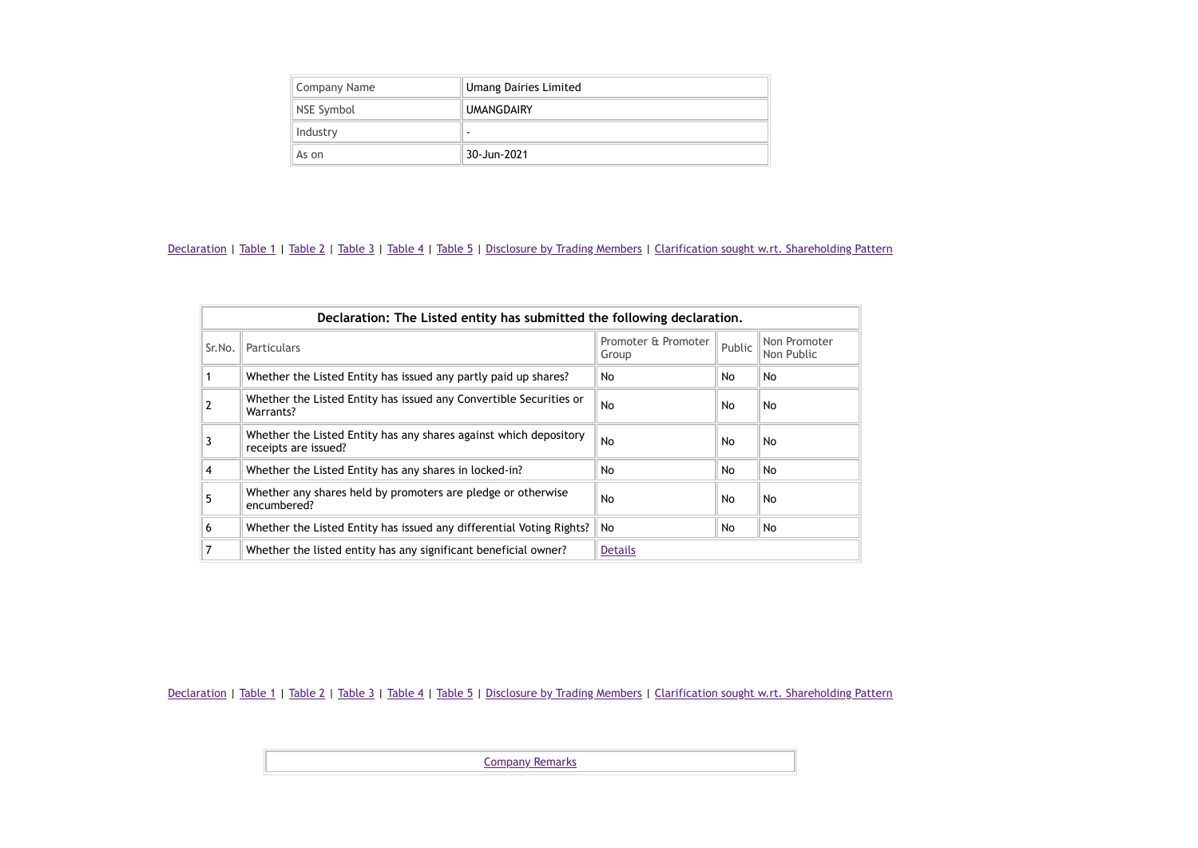| Company Name | Umang Dairies Limited |
|---|---|
| NSE Symbol | UMANGDAIRY |
| Industry | - |
| As on | 30-Jun-2021 |

Declaration | Table 1 | Table 2 | Table 3 | Table 4 | Table 5 | Disclosure by Trading Members | Clarification sought w.rt. Shareholding Pattern

**Declaration: The Listed entity has submitted the following declaration.**

| Sr.No. | Particulars | Promoter & Promoter Group | Public | Non Promoter Non Public |
|---|---|---|---|---|
| 1 | Whether the Listed Entity has issued any partly paid up shares? | No | No | No |
| 2 | Whether the Listed Entity has issued any Convertible Securities or Warrants? | No | No | No |
| 3 | Whether the Listed Entity has any shares against which depository receipts are issued? | No | No | No |
| 4 | Whether the Listed Entity has any shares in locked-in? | No | No | No |
| 5 | Whether any shares held by promoters are pledge or otherwise encumbered? | No | No | No |
| 6 | Whether the Listed Entity has issued any differential Voting Rights? | No | No | No |
| 7 | Whether the listed entity has any significant beneficial owner? | Details | | |

Declaration | Table 1 | Table 2 | Table 3 | Table 4 | Table 5 | Disclosure by Trading Members | Clarification sought w.rt. Shareholding Pattern

Company Remarks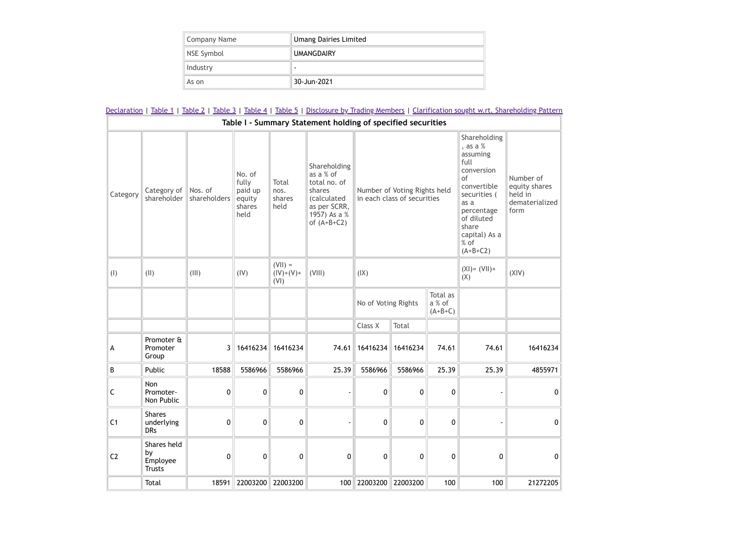| Company Name | Umang Dairies Limited |
|---|---|
| NSE Symbol | UMANGDAIRY |
| Industry | - |
| As on | 30-Jun-2021 |

Declaration | Table 1 | Table 2 | Table 3 | Table 4 | Table 5 | Disclosure by Trading Members | Clarification sought w.rt. Shareholding Pattern

**Table I - Summary Statement holding of specified securities**

| Category | Category of shareholder | Nos. of shareholders | No. of fully paid up equity shares held | Total nos. shares held | Shareholding as a % of total no. of shares (calculated as per SCRR, 1957) As a % of (A+B+C2) | Number of Voting Rights held in each class of securities | | | Shareholding , as a % assuming full conversion of convertible securities ( as a percentage of diluted share capital) As a % of (A+B+C2) | Number of equity shares held in dematerialized form |
|---|---|---|---|---|---|---|---|---|---|---|
| (I) | (II) | (III) | (IV) | (VII) = (IV)+(V)+ (VI) | (VIII) | (IX) | | | (XI)= (VII)+ (X) | (XIV) |
| | | | | | | No of Voting Rights | | Total as a % of (A+B+C) | | |
| | | | | | | Class X | Total | | | |
| A | Promoter & Promoter Group | 3 | 16416234 | 16416234 | 74.61 | 16416234 | 16416234 | 74.61 | 74.61 | 16416234 |
| B | Public | 18588 | 5586966 | 5586966 | 25.39 | 5586966 | 5586966 | 25.39 | 25.39 | 4855971 |
| C | Non Promoter-Non Public | 0 | 0 | 0 | - | 0 | 0 | 0 | - | 0 |
| C1 | Shares underlying DRs | 0 | 0 | 0 | - | 0 | 0 | 0 | - | 0 |
| C2 | Shares held by Employee Trusts | 0 | 0 | 0 | 0 | 0 | 0 | 0 | 0 | 0 |
| | Total | 18591 | 22003200 | 22003200 | 100 | 22003200 | 22003200 | 100 | 100 | 21272205 |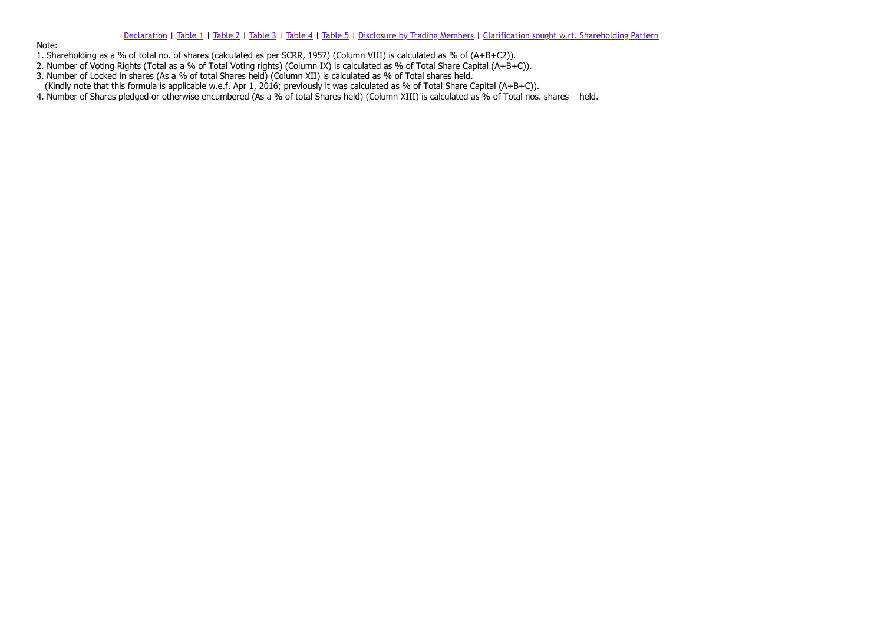Declaration | Table 1 | Table 2 | Table 3 | Table 4 | Table 5 | Disclosure by Trading Members | Clarification sought w.rt. Shareholding Pattern

Note:

1. Shareholding as a % of total no. of shares (calculated as per SCRR, 1957) (Column VIII) is calculated as % of (A+B+C2)).
2. Number of Voting Rights (Total as a % of Total Voting rights) (Column IX) is calculated as % of Total Share Capital (A+B+C)).
3. Number of Locked in shares (As a % of total Shares held) (Column XII) is calculated as % of Total shares held.
   (Kindly note that this formula is applicable w.e.f. Apr 1, 2016; previously it was calculated as % of Total Share Capital (A+B+C)).
4. Number of Shares pledged or otherwise encumbered (As a % of total Shares held) (Column XIII) is calculated as % of Total nos. shares held.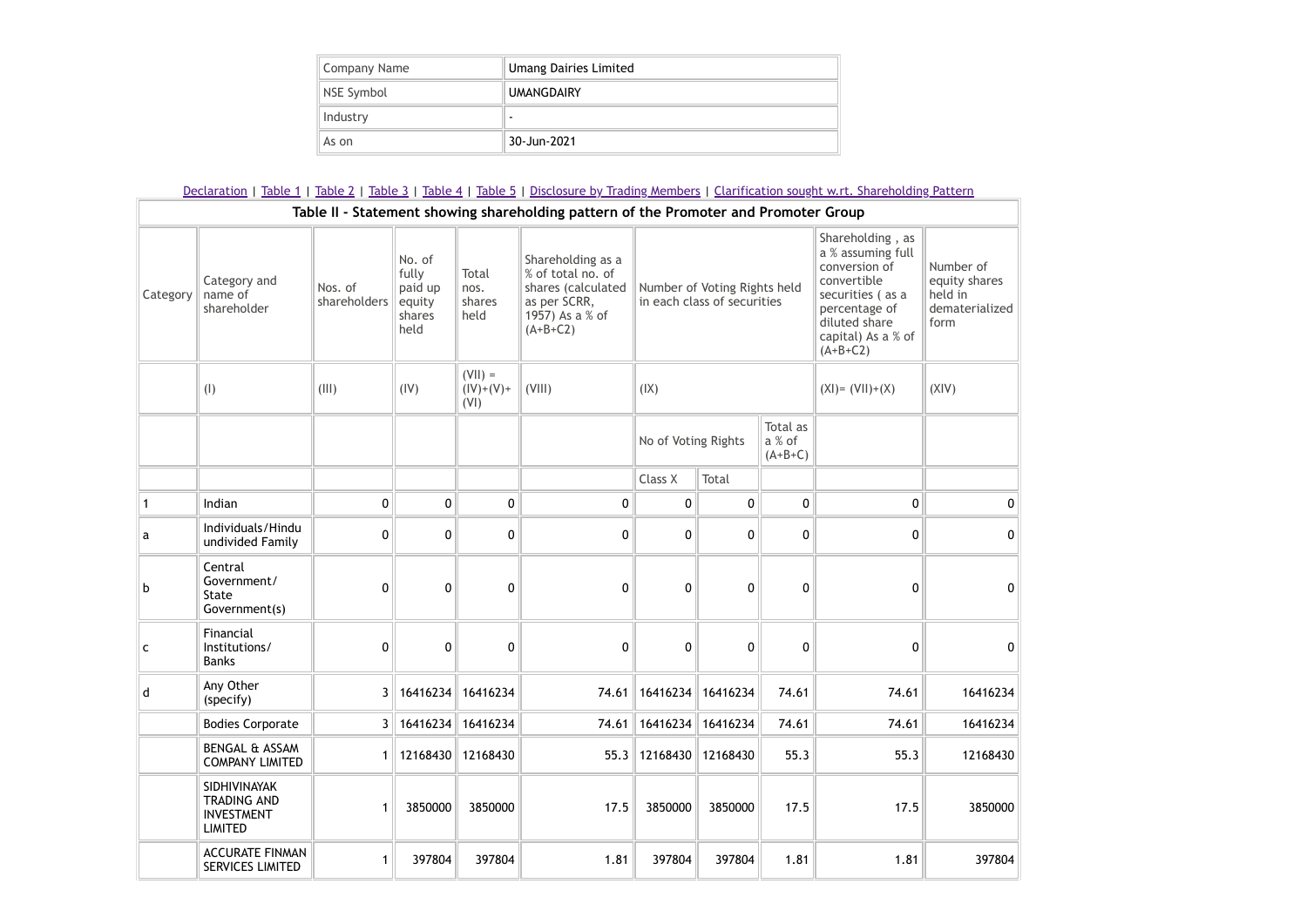| Company Name | Umang Dairies Limited |
|---|---|
| NSE Symbol | UMANGDAIRY |
| Industry | - |
| As on | 30-Jun-2021 |

Declaration | Table 1 | Table 2 | Table 3 | Table 4 | Table 5 | Disclosure by Trading Members | Clarification sought w.rt. Shareholding Pattern

**Table II - Statement showing shareholding pattern of the Promoter and Promoter Group**

| Category | Category and name of shareholder | Nos. of shareholders | No. of fully paid up equity shares held | Total nos. shares held | Shareholding as a % of total no. of shares (calculated as per SCRR, 1957) As a % of (A+B+C2) | Number of Voting Rights held in each class of securities | | | Shareholding , as a % assuming full conversion of convertible securities ( as a percentage of diluted share capital) As a % of (A+B+C2) | Number of equity shares held in dematerialized form |
|---|---|---|---|---|---|---|---|---|---|---|
| | (I) | (III) | (IV) | (VII) = (IV)+(V)+(VI) | (VIII) | (IX) | | | (XI)= (VII)+(X) | (XIV) |
| | | | | | | No of Voting Rights | | Total as a % of (A+B+C) | | |
| | | | | | | Class X | Total | | | |
| 1 | Indian | 0 | 0 | 0 | 0 | 0 | 0 | 0 | 0 | 0 |
| a | Individuals/Hindu undivided Family | 0 | 0 | 0 | 0 | 0 | 0 | 0 | 0 | 0 |
| b | Central Government/ State Government(s) | 0 | 0 | 0 | 0 | 0 | 0 | 0 | 0 | 0 |
| c | Financial Institutions/ Banks | 0 | 0 | 0 | 0 | 0 | 0 | 0 | 0 | 0 |
| d | Any Other (specify) | 3 | 16416234 | 16416234 | 74.61 | 16416234 | 16416234 | 74.61 | 74.61 | 16416234 |
| | Bodies Corporate | 3 | 16416234 | 16416234 | 74.61 | 16416234 | 16416234 | 74.61 | 74.61 | 16416234 |
| | BENGAL & ASSAM COMPANY LIMITED | 1 | 12168430 | 12168430 | 55.3 | 12168430 | 12168430 | 55.3 | 55.3 | 12168430 |
| | SIDHIVINAYAK TRADING AND INVESTMENT LIMITED | 1 | 3850000 | 3850000 | 17.5 | 3850000 | 3850000 | 17.5 | 17.5 | 3850000 |
| | ACCURATE FINMAN SERVICES LIMITED | 1 | 397804 | 397804 | 1.81 | 397804 | 397804 | 1.81 | 1.81 | 397804 |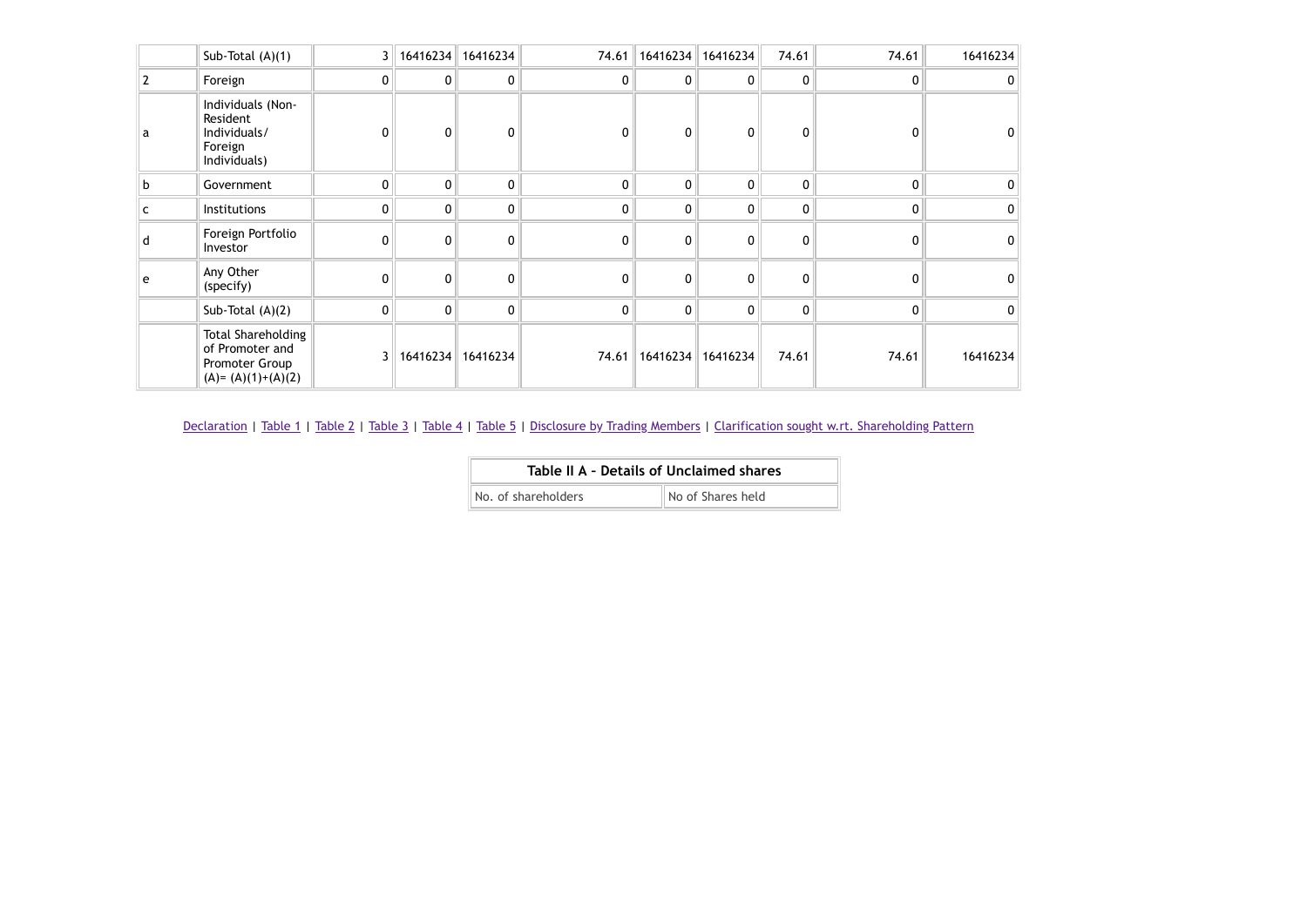|  | Sub-Total (A)(1) | 3 | 16416234 | 16416234 | 74.61 | 16416234 | 16416234 | 74.61 | 74.61 | 16416234 |
|---|---|---|---|---|---|---|---|---|---|---|
| 2 | Foreign | 0 | 0 | 0 | 0 | 0 | 0 | 0 | 0 | 0 |
| a | Individuals (Non-Resident Individuals/ Foreign Individuals) | 0 | 0 | 0 | 0 | 0 | 0 | 0 | 0 | 0 |
| b | Government | 0 | 0 | 0 | 0 | 0 | 0 | 0 | 0 | 0 |
| c | Institutions | 0 | 0 | 0 | 0 | 0 | 0 | 0 | 0 | 0 |
| d | Foreign Portfolio Investor | 0 | 0 | 0 | 0 | 0 | 0 | 0 | 0 | 0 |
| e | Any Other (specify) | 0 | 0 | 0 | 0 | 0 | 0 | 0 | 0 | 0 |
|  | Sub-Total (A)(2) | 0 | 0 | 0 | 0 | 0 | 0 | 0 | 0 | 0 |
|  | Total Shareholding of Promoter and Promoter Group (A)= (A)(1)+(A)(2) | 3 | 16416234 | 16416234 | 74.61 | 16416234 | 16416234 | 74.61 | 74.61 | 16416234 |

Declaration | Table 1 | Table 2 | Table 3 | Table 4 | Table 5 | Disclosure by Trading Members | Clarification sought w.rt. Shareholding Pattern

| Table II A - Details of Unclaimed shares | |
|---|---|
| No. of shareholders | No of Shares held |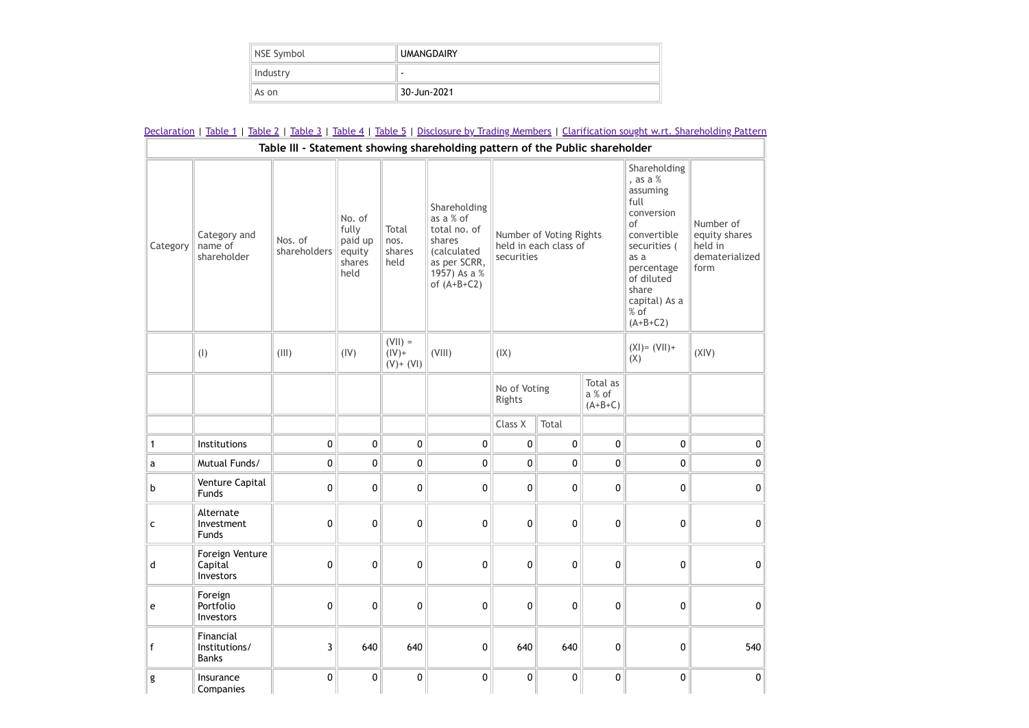| NSE Symbol | UMANGDAIRY |
|---|---|
| Industry | - |
| As on | 30-Jun-2021 |

Declaration | Table 1 | Table 2 | Table 3 | Table 4 | Table 5 | Disclosure by Trading Members | Clarification sought w.r.t. Shareholding Pattern

**Table III - Statement showing shareholding pattern of the Public shareholder**

| Category | Category and name of shareholder | Nos. of shareholders | No. of fully paid up equity shares held | Total nos. shares held | Shareholding as a % of total no. of shares (calculated as per SCRR, 1957) As a % of (A+B+C2) | Number of Voting Rights held in each class of securities | | | Shareholding , as a % assuming full conversion of convertible securities ( as a percentage of diluted share capital) As a % of (A+B+C2) | Number of equity shares held in dematerialized form |
|---|---|---|---|---|---|---|---|---|---|---|
| | (I) | (III) | (IV) | (VII) = (IV)+ (V)+ (VI) | (VIII) | (IX) | | | (XI)= (VII)+ (X) | (XIV) |
| | | | | | | No of Voting Rights | | Total as a % of (A+B+C) | | |
| | | | | | | Class X | Total | | | |
| 1 | Institutions | 0 | 0 | 0 | 0 | 0 | 0 | 0 | 0 | 0 |
| a | Mutual Funds/ | 0 | 0 | 0 | 0 | 0 | 0 | 0 | 0 | 0 |
| b | Venture Capital Funds | 0 | 0 | 0 | 0 | 0 | 0 | 0 | 0 | 0 |
| c | Alternate Investment Funds | 0 | 0 | 0 | 0 | 0 | 0 | 0 | 0 | 0 |
| d | Foreign Venture Capital Investors | 0 | 0 | 0 | 0 | 0 | 0 | 0 | 0 | 0 |
| e | Foreign Portfolio Investors | 0 | 0 | 0 | 0 | 0 | 0 | 0 | 0 | 0 |
| f | Financial Institutions/ Banks | 3 | 640 | 640 | 0 | 640 | 640 | 0 | 0 | 540 |
| g | Insurance Companies | 0 | 0 | 0 | 0 | 0 | 0 | 0 | 0 | 0 |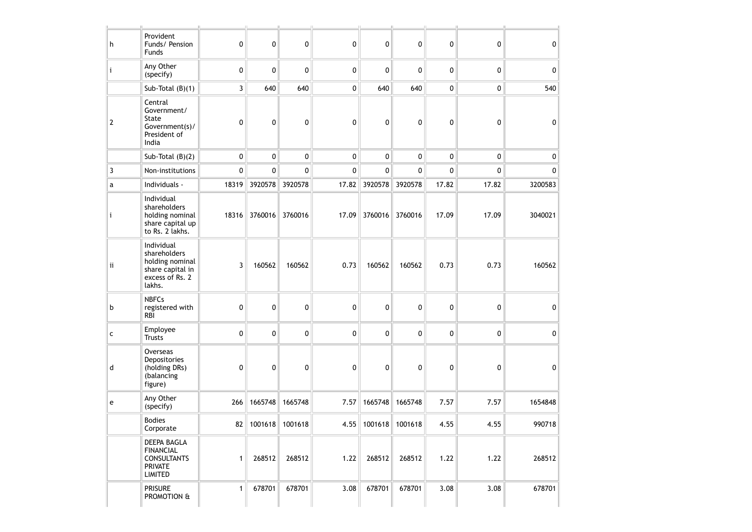| | | | | | | | | | | |
|---|---|---|---|---|---|---|---|---|---|---|
| h | Provident Funds/ Pension Funds | 0 | 0 | 0 | 0 | 0 | 0 | 0 | 0 | 0 |
| i | Any Other (specify) | 0 | 0 | 0 | 0 | 0 | 0 | 0 | 0 | 0 |
| | Sub-Total (B)(1) | 3 | 640 | 640 | 0 | 640 | 640 | 0 | 0 | 540 |
| 2 | Central Government/ State Government(s)/ President of India | 0 | 0 | 0 | 0 | 0 | 0 | 0 | 0 | 0 |
| | Sub-Total (B)(2) | 0 | 0 | 0 | 0 | 0 | 0 | 0 | 0 | 0 |
| 3 | Non-institutions | 0 | 0 | 0 | 0 | 0 | 0 | 0 | 0 | 0 |
| a | Individuals - | 18319 | 3920578 | 3920578 | 17.82 | 3920578 | 3920578 | 17.82 | 17.82 | 3200583 |
| i | Individual shareholders holding nominal share capital up to Rs. 2 lakhs. | 18316 | 3760016 | 3760016 | 17.09 | 3760016 | 3760016 | 17.09 | 17.09 | 3040021 |
| ii | Individual shareholders holding nominal share capital in excess of Rs. 2 lakhs. | 3 | 160562 | 160562 | 0.73 | 160562 | 160562 | 0.73 | 0.73 | 160562 |
| b | NBFCs registered with RBI | 0 | 0 | 0 | 0 | 0 | 0 | 0 | 0 | 0 |
| c | Employee Trusts | 0 | 0 | 0 | 0 | 0 | 0 | 0 | 0 | 0 |
| d | Overseas Depositories (holding DRs) (balancing figure) | 0 | 0 | 0 | 0 | 0 | 0 | 0 | 0 | 0 |
| e | Any Other (specify) | 266 | 1665748 | 1665748 | 7.57 | 1665748 | 1665748 | 7.57 | 7.57 | 1654848 |
| | Bodies Corporate | 82 | 1001618 | 1001618 | 4.55 | 1001618 | 1001618 | 4.55 | 4.55 | 990718 |
| | DEEPA BAGLA FINANCIAL CONSULTANTS PRIVATE LIMITED | 1 | 268512 | 268512 | 1.22 | 268512 | 268512 | 1.22 | 1.22 | 268512 |
| | PRISURE PROMOTION & | 1 | 678701 | 678701 | 3.08 | 678701 | 678701 | 3.08 | 3.08 | 678701 |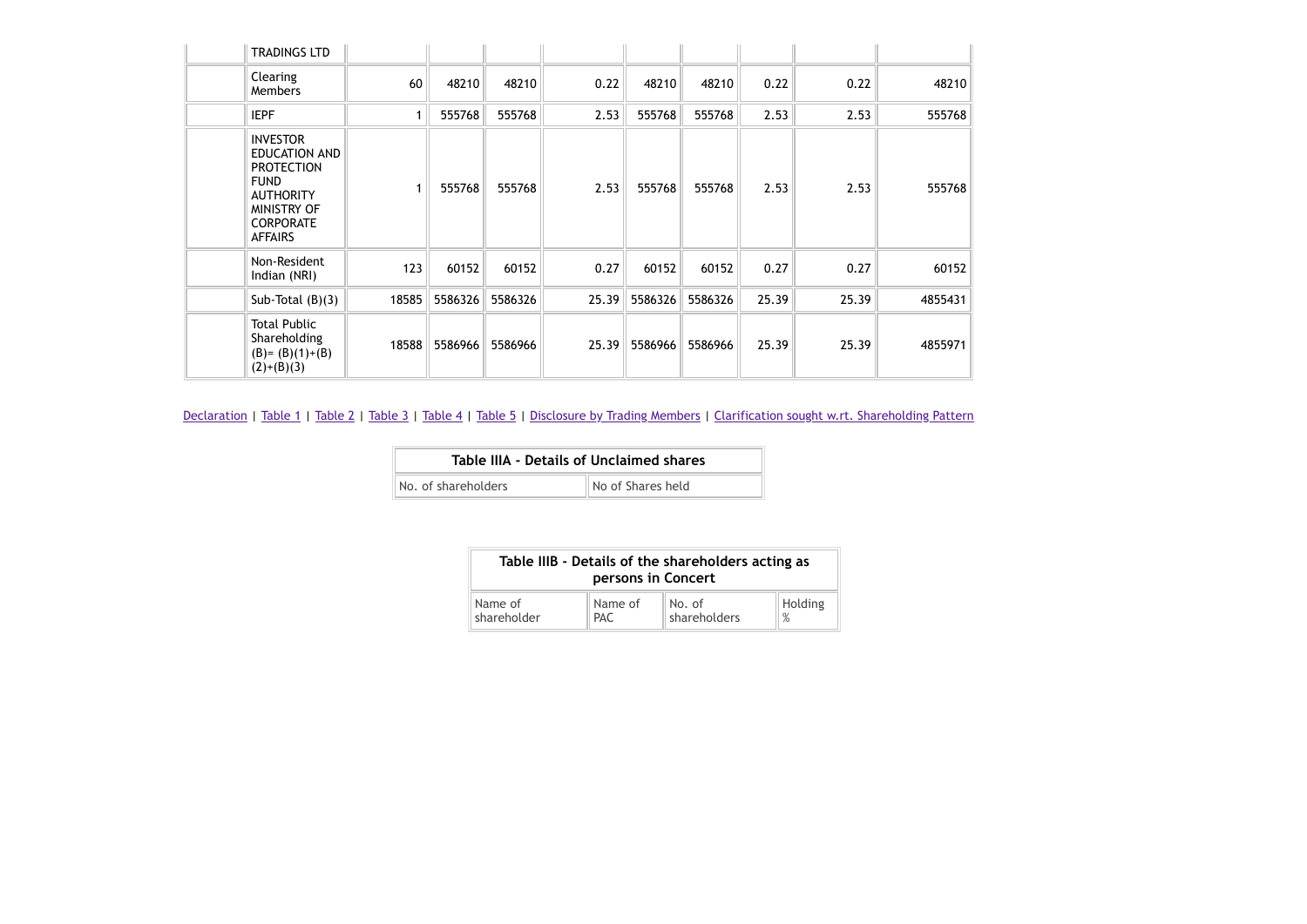| | | | | | | | | | | |
|---|---|---|---|---|---|---|---|---|---|---|
| | TRADINGS LTD | | | | | | | | | |
| | Clearing Members | 60 | 48210 | 48210 | 0.22 | 48210 | 48210 | 0.22 | 0.22 | 48210 |
| | IEPF | 1 | 555768 | 555768 | 2.53 | 555768 | 555768 | 2.53 | 2.53 | 555768 |
| | INVESTOR EDUCATION AND PROTECTION FUND AUTHORITY MINISTRY OF CORPORATE AFFAIRS | 1 | 555768 | 555768 | 2.53 | 555768 | 555768 | 2.53 | 2.53 | 555768 |
| | Non-Resident Indian (NRI) | 123 | 60152 | 60152 | 0.27 | 60152 | 60152 | 0.27 | 0.27 | 60152 |
| | Sub-Total (B)(3) | 18585 | 5586326 | 5586326 | 25.39 | 5586326 | 5586326 | 25.39 | 25.39 | 4855431 |
| | Total Public Shareholding (B)= (B)(1)+(B)(2)+(B)(3) | 18588 | 5586966 | 5586966 | 25.39 | 5586966 | 5586966 | 25.39 | 25.39 | 4855971 |

Declaration | Table 1 | Table 2 | Table 3 | Table 4 | Table 5 | Disclosure by Trading Members | Clarification sought w.rt. Shareholding Pattern

| Table IIIA - Details of Unclaimed shares | |
|---|---|
| No. of shareholders | No of Shares held |

| Table IIIB - Details of the shareholders acting as persons in Concert | | | |
|---|---|---|---|
| Name of shareholder | Name of PAC | No. of shareholders | Holding % |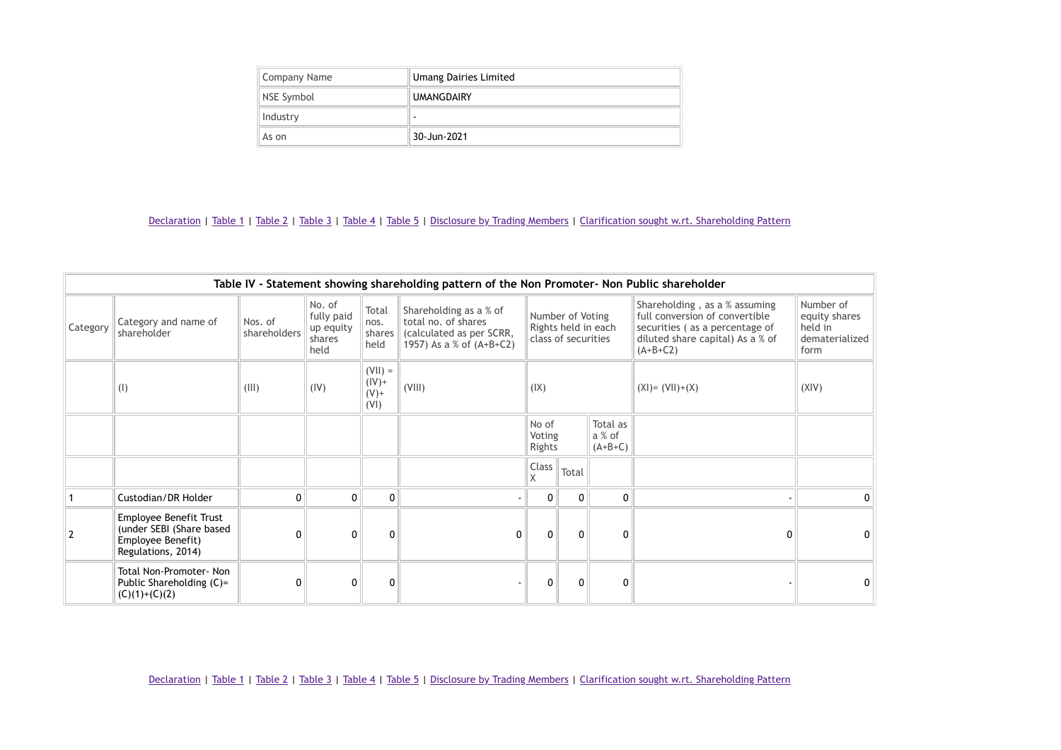| Company Name | Umang Dairies Limited |
|---|---|
| NSE Symbol | UMANGDAIRY |
| Industry | - |
| As on | 30-Jun-2021 |

Declaration | Table 1 | Table 2 | Table 3 | Table 4 | Table 5 | Disclosure by Trading Members | Clarification sought w.rt. Shareholding Pattern

| Table IV - Statement showing shareholding pattern of the Non Promoter- Non Public shareholder | | | | | | | | | | |
|---|---|---|---|---|---|---|---|---|---|---|
| Category | Category and name of shareholder | Nos. of shareholders | No. of fully paid up equity shares held | Total nos. shares held | Shareholding as a % of total no. of shares (calculated as per SCRR, 1957) As a % of (A+B+C2) | Number of Voting Rights held in each class of securities | | | Shareholding , as a % assuming full conversion of convertible securities ( as a percentage of diluted share capital) As a % of (A+B+C2) | Number of equity shares held in dematerialized form |
| | (I) | (III) | (IV) | (VII) = (IV)+ (V)+ (VI) | (VIII) | (IX) | | | (XI)= (VII)+(X) | (XIV) |
| | | | | | | No of Voting Rights | | Total as a % of (A+B+C) | | |
| | | | | | | Class X | Total | | | |
| 1 | Custodian/DR Holder | 0 | 0 | 0 | - | 0 | 0 | 0 | - | 0 |
| 2 | Employee Benefit Trust (under SEBI (Share based Employee Benefit) Regulations, 2014) | 0 | 0 | 0 | 0 | 0 | 0 | 0 | 0 | 0 |
| | Total Non-Promoter- Non Public Shareholding (C)= (C)(1)+(C)(2) | 0 | 0 | 0 | - | 0 | 0 | 0 | - | 0 |

Declaration | Table 1 | Table 2 | Table 3 | Table 4 | Table 5 | Disclosure by Trading Members | Clarification sought w.rt. Shareholding Pattern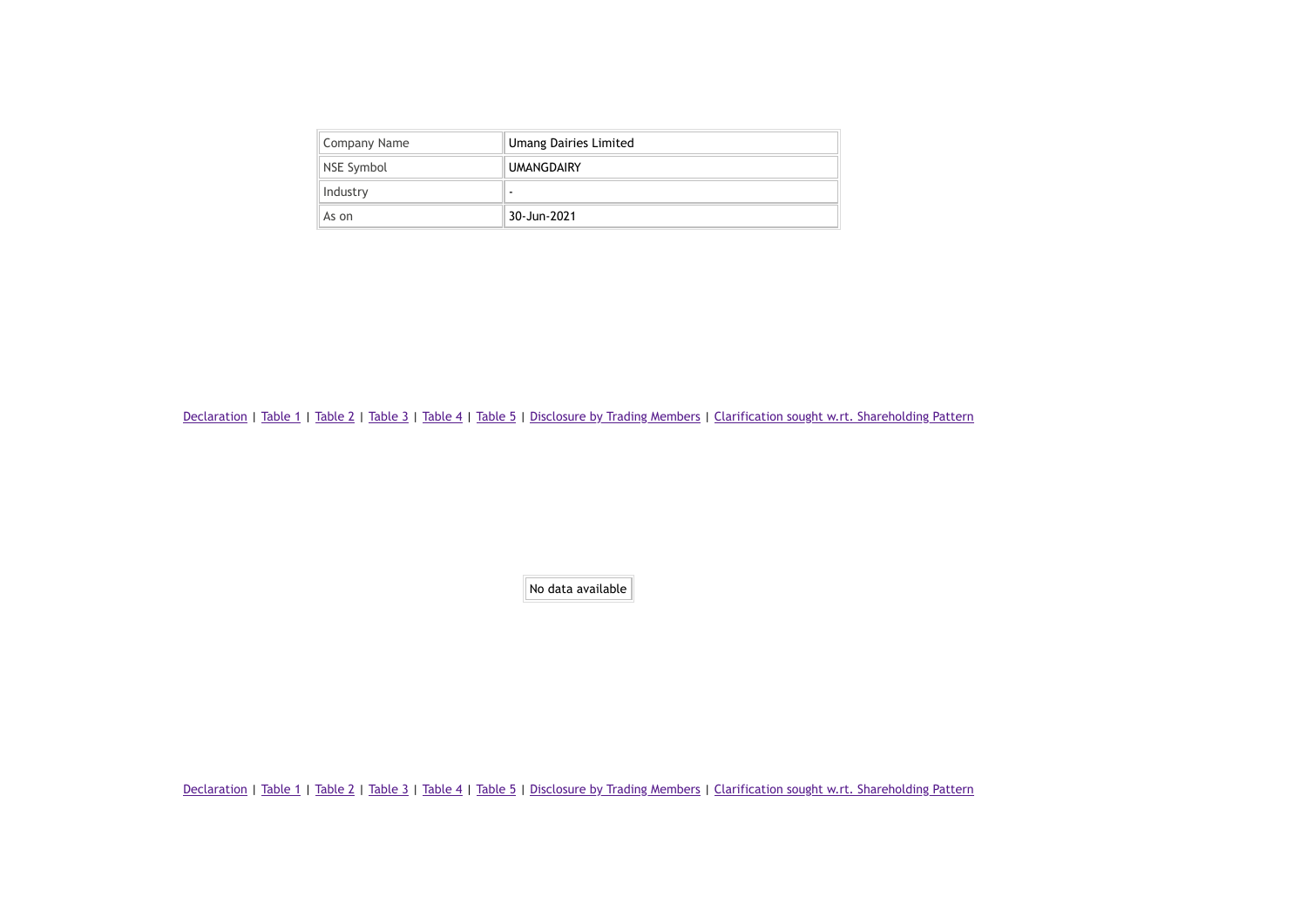| | |
|---|---|
| Company Name | Umang Dairies Limited |
| NSE Symbol | UMANGDAIRY |
| Industry | - |
| As on | 30-Jun-2021 |

Declaration | Table 1 | Table 2 | Table 3 | Table 4 | Table 5 | Disclosure by Trading Members | Clarification sought w.rt. Shareholding Pattern

No data available

Declaration | Table 1 | Table 2 | Table 3 | Table 4 | Table 5 | Disclosure by Trading Members | Clarification sought w.rt. Shareholding Pattern